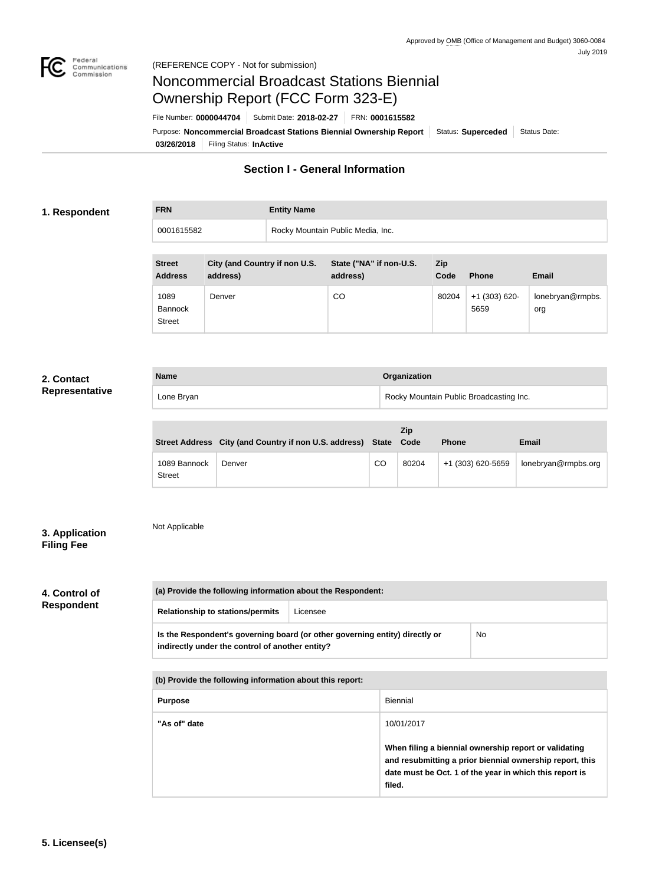Approved by OMB (Office of Management and Budget) 3060-0084
July 2019

(REFERENCE COPY - Not for submission)

# Noncommercial Broadcast Stations Biennial Ownership Report (FCC Form 323-E)

File Number: **0000044704** | Submit Date: **2018-02-27** | FRN: **0001615582**

Purpose: **Noncommercial Broadcast Stations Biennial Ownership Report** | Status: **Superceded** | Status Date: **03/26/2018** | Filing Status: **InActive**

## Section I - General Information

### 1. Respondent

| FRN | Entity Name |
| --- | --- |
| 0001615582 | Rocky Mountain Public Media, Inc. |

| Street Address | City (and Country if non U.S. address) | State ("NA" if non-U.S. address) | Zip Code | Phone | Email |
| --- | --- | --- | --- | --- | --- |
| 1089 Bannock Street | Denver | CO | 80204 | +1 (303) 620-5659 | lonebryan@rmpbs.org |

### 2. Contact Representative

| Name | Organization |
| --- | --- |
| Lone Bryan | Rocky Mountain Public Broadcasting Inc. |

| Street Address | City (and Country if non U.S. address) | State | Zip Code | Phone | Email |
| --- | --- | --- | --- | --- | --- |
| 1089 Bannock Street | Denver | CO | 80204 | +1 (303) 620-5659 | lonebryan@rmpbs.org |

### 3. Application Filing Fee

Not Applicable

### 4. Control of Respondent

| (a) Provide the following information about the Respondent: | |
| --- | --- |
| Relationship to stations/permits | Licensee |
| Is the Respondent's governing board (or other governing entity) directly or indirectly under the control of another entity? | No |

| (b) Provide the following information about this report: | |
| --- | --- |
| Purpose | Biennial |
| "As of" date | 10/01/2017<br><br>**When filing a biennial ownership report or validating and resubmitting a prior biennial ownership report, this date must be Oct. 1 of the year in which this report is filed.** |

### 5. Licensee(s)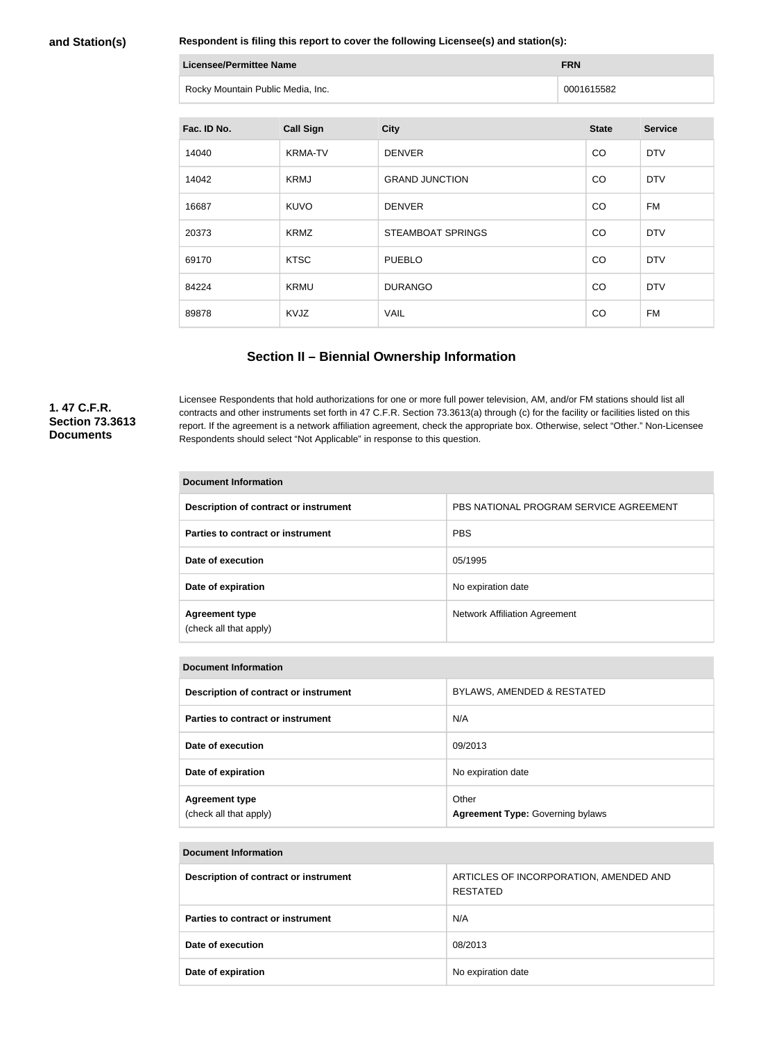**and Station(s)**

**Respondent is filing this report to cover the following Licensee(s) and station(s):**

| Licensee/Permittee Name | FRN |
| --- | --- |
| Rocky Mountain Public Media, Inc. | 0001615582 |

| Fac. ID No. | Call Sign | City | State | Service |
| --- | --- | --- | --- | --- |
| 14040 | KRMA-TV | DENVER | CO | DTV |
| 14042 | KRMJ | GRAND JUNCTION | CO | DTV |
| 16687 | KUVO | DENVER | CO | FM |
| 20373 | KRMZ | STEAMBOAT SPRINGS | CO | DTV |
| 69170 | KTSC | PUEBLO | CO | DTV |
| 84224 | KRMU | DURANGO | CO | DTV |
| 89878 | KVJZ | VAIL | CO | FM |

## Section II – Biennial Ownership Information

**1. 47 C.F.R. Section 73.3613 Documents**

Licensee Respondents that hold authorizations for one or more full power television, AM, and/or FM stations should list all contracts and other instruments set forth in 47 C.F.R. Section 73.3613(a) through (c) for the facility or facilities listed on this report. If the agreement is a network affiliation agreement, check the appropriate box. Otherwise, select "Other." Non-Licensee Respondents should select "Not Applicable" in response to this question.

| Document Information | |
| --- | --- |
| Description of contract or instrument | PBS NATIONAL PROGRAM SERVICE AGREEMENT |
| Parties to contract or instrument | PBS |
| Date of execution | 05/1995 |
| Date of expiration | No expiration date |
| Agreement type (check all that apply) | Network Affiliation Agreement |

| Document Information | |
| --- | --- |
| Description of contract or instrument | BYLAWS, AMENDED & RESTATED |
| Parties to contract or instrument | N/A |
| Date of execution | 09/2013 |
| Date of expiration | No expiration date |
| Agreement type (check all that apply) | Other<br>**Agreement Type:** Governing bylaws |

| Document Information | |
| --- | --- |
| Description of contract or instrument | ARTICLES OF INCORPORATION, AMENDED AND RESTATED |
| Parties to contract or instrument | N/A |
| Date of execution | 08/2013 |
| Date of expiration | No expiration date |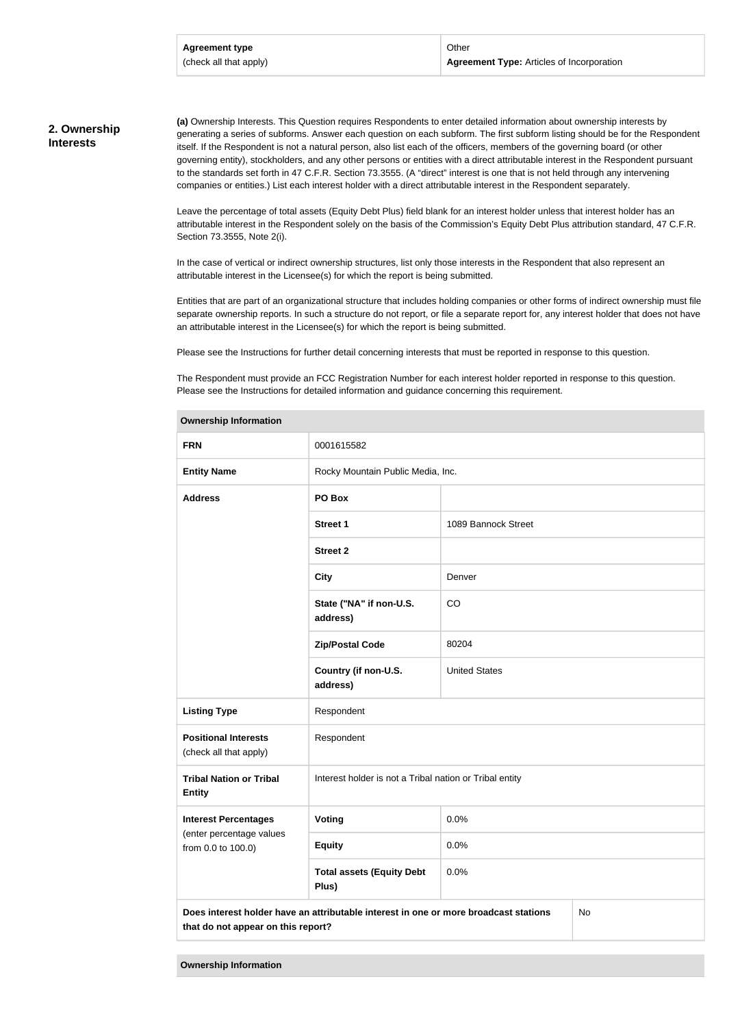| Agreement type (check all that apply) | Other **Agreement Type:** Articles of Incorporation |
|---|---|

## 2. Ownership Interests

**(a)** Ownership Interests. This Question requires Respondents to enter detailed information about ownership interests by generating a series of subforms. Answer each question on each subform. The first subform listing should be for the Respondent itself. If the Respondent is not a natural person, also list each of the officers, members of the governing board (or other governing entity), stockholders, and any other persons or entities with a direct attributable interest in the Respondent pursuant to the standards set forth in 47 C.F.R. Section 73.3555. (A "direct" interest is one that is not held through any intervening companies or entities.) List each interest holder with a direct attributable interest in the Respondent separately.

Leave the percentage of total assets (Equity Debt Plus) field blank for an interest holder unless that interest holder has an attributable interest in the Respondent solely on the basis of the Commission's Equity Debt Plus attribution standard, 47 C.F.R. Section 73.3555, Note 2(i).

In the case of vertical or indirect ownership structures, list only those interests in the Respondent that also represent an attributable interest in the Licensee(s) for which the report is being submitted.

Entities that are part of an organizational structure that includes holding companies or other forms of indirect ownership must file separate ownership reports. In such a structure do not report, or file a separate report for, any interest holder that does not have an attributable interest in the Licensee(s) for which the report is being submitted.

Please see the Instructions for further detail concerning interests that must be reported in response to this question.

The Respondent must provide an FCC Registration Number for each interest holder reported in response to this question. Please see the Instructions for detailed information and guidance concerning this requirement.

| Ownership Information | | |
|---|---|---|
| **FRN** | 0001615582 | |
| **Entity Name** | Rocky Mountain Public Media, Inc. | |
| **Address** | **PO Box** | |
| | **Street 1** | 1089 Bannock Street |
| | **Street 2** | |
| | **City** | Denver |
| | **State ("NA" if non-U.S. address)** | CO |
| | **Zip/Postal Code** | 80204 |
| | **Country (if non-U.S. address)** | United States |
| **Listing Type** | Respondent | |
| **Positional Interests** (check all that apply) | Respondent | |
| **Tribal Nation or Tribal Entity** | Interest holder is not a Tribal nation or Tribal entity | |
| **Interest Percentages** (enter percentage values from 0.0 to 100.0) | **Voting** | 0.0% |
| | **Equity** | 0.0% |
| | **Total assets (Equity Debt Plus)** | 0.0% |
| **Does interest holder have an attributable interest in one or more broadcast stations that do not appear on this report?** | | No |

| Ownership Information |
|---|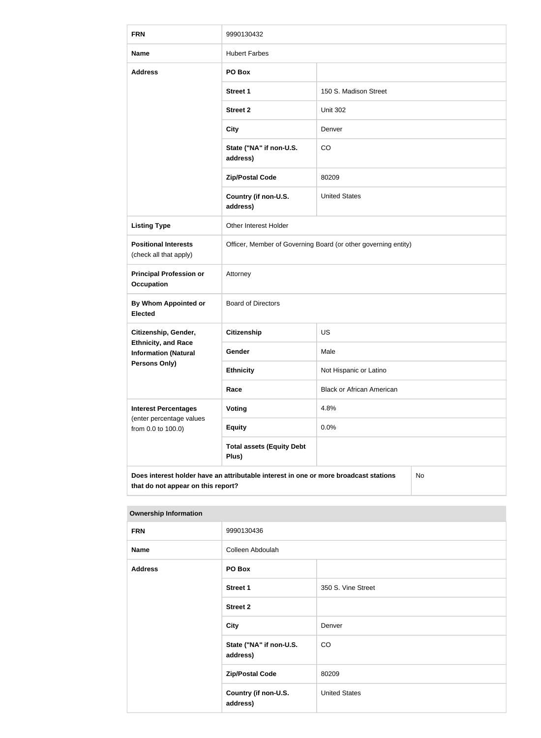| | | |
|---|---|---|
| **FRN** | 9990130432 | |
| **Name** | Hubert Farbes | |
| **Address** | **PO Box** | |
| | **Street 1** | 150 S. Madison Street |
| | **Street 2** | Unit 302 |
| | **City** | Denver |
| | **State ("NA" if non-U.S. address)** | CO |
| | **Zip/Postal Code** | 80209 |
| | **Country (if non-U.S. address)** | United States |
| **Listing Type** | Other Interest Holder | |
| **Positional Interests** (check all that apply) | Officer, Member of Governing Board (or other governing entity) | |
| **Principal Profession or Occupation** | Attorney | |
| **By Whom Appointed or Elected** | Board of Directors | |
| **Citizenship, Gender, Ethnicity, and Race Information (Natural Persons Only)** | **Citizenship** | US |
| | **Gender** | Male |
| | **Ethnicity** | Not Hispanic or Latino |
| | **Race** | Black or African American |
| **Interest Percentages** (enter percentage values from 0.0 to 100.0) | **Voting** | 4.8% |
| | **Equity** | 0.0% |
| | **Total assets (Equity Debt Plus)** | |
| **Does interest holder have an attributable interest in one or more broadcast stations that do not appear on this report?** | | No |

| **Ownership Information** | | |
|---|---|---|
| **FRN** | 9990130436 | |
| **Name** | Colleen Abdoulah | |
| **Address** | **PO Box** | |
| | **Street 1** | 350 S. Vine Street |
| | **Street 2** | |
| | **City** | Denver |
| | **State ("NA" if non-U.S. address)** | CO |
| | **Zip/Postal Code** | 80209 |
| | **Country (if non-U.S. address)** | United States |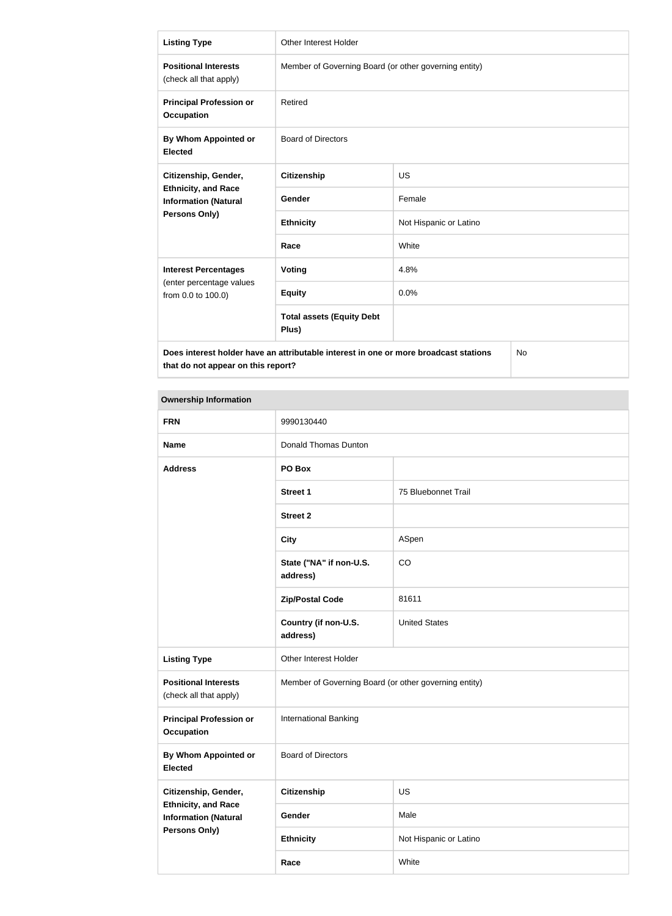| Listing Type | Other Interest Holder | |
|---|---|---|
| **Positional Interests** (check all that apply) | Member of Governing Board (or other governing entity) | |
| **Principal Profession or Occupation** | Retired | |
| **By Whom Appointed or Elected** | Board of Directors | |
| **Citizenship, Gender, Ethnicity, and Race Information (Natural Persons Only)** | **Citizenship** | US |
| | **Gender** | Female |
| | **Ethnicity** | Not Hispanic or Latino |
| | **Race** | White |
| **Interest Percentages** (enter percentage values from 0.0 to 100.0) | **Voting** | 4.8% |
| | **Equity** | 0.0% |
| | **Total assets (Equity Debt Plus)** | |
| **Does interest holder have an attributable interest in one or more broadcast stations that do not appear on this report?** | | No |

**Ownership Information**

| FRN | 9990130440 | |
|---|---|---|
| **Name** | Donald Thomas Dunton | |
| **Address** | **PO Box** | |
| | **Street 1** | 75 Bluebonnet Trail |
| | **Street 2** | |
| | **City** | ASpen |
| | **State ("NA" if non-U.S. address)** | CO |
| | **Zip/Postal Code** | 81611 |
| | **Country (if non-U.S. address)** | United States |
| **Listing Type** | Other Interest Holder | |
| **Positional Interests** (check all that apply) | Member of Governing Board (or other governing entity) | |
| **Principal Profession or Occupation** | International Banking | |
| **By Whom Appointed or Elected** | Board of Directors | |
| **Citizenship, Gender, Ethnicity, and Race Information (Natural Persons Only)** | **Citizenship** | US |
| | **Gender** | Male |
| | **Ethnicity** | Not Hispanic or Latino |
| | **Race** | White |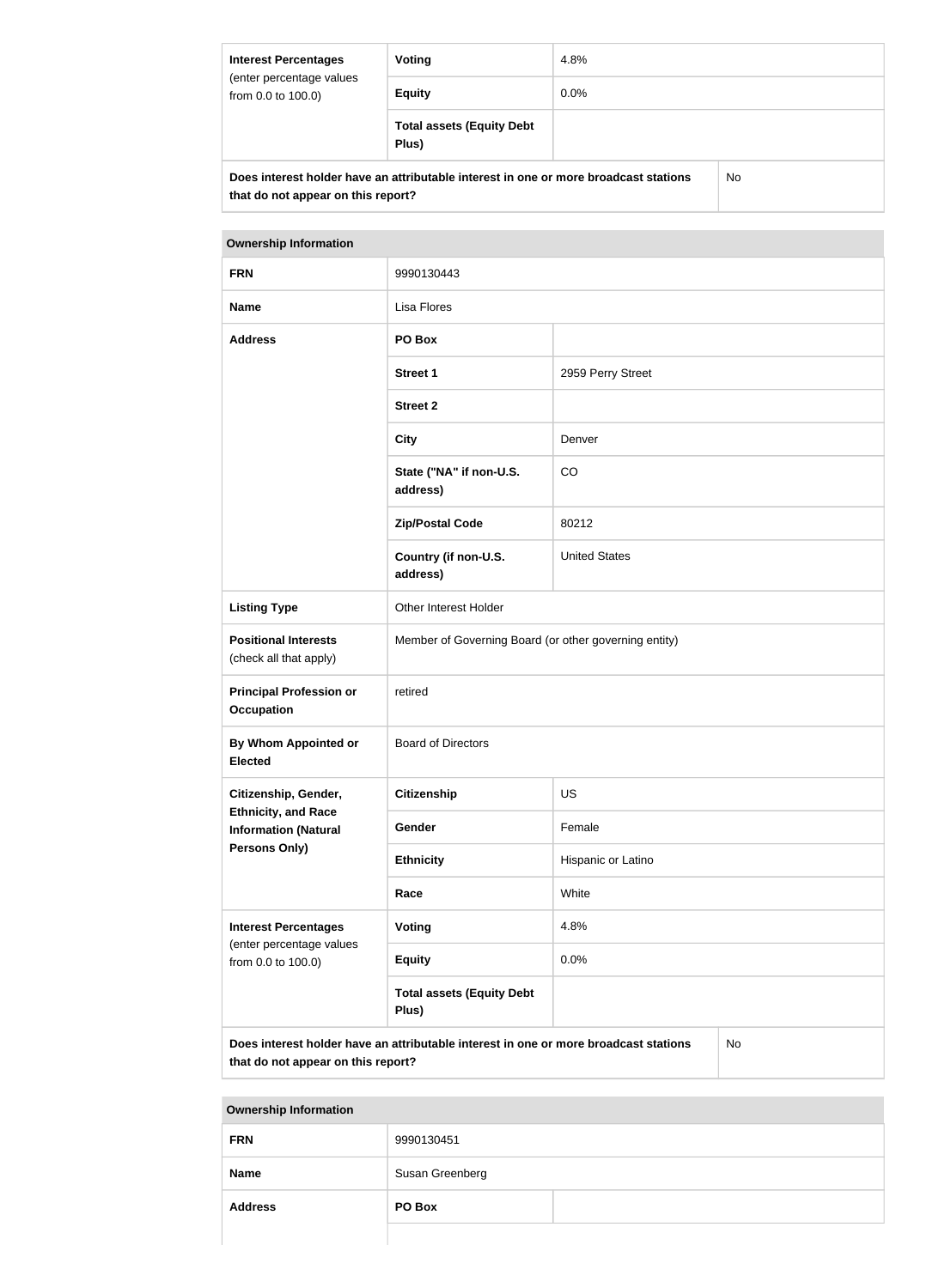| Interest Percentages (enter percentage values from 0.0 to 100.0) | Voting | 4.8% |
|---|---|---|
| | Equity | 0.0% |
| | Total assets (Equity Debt Plus) | |

| Does interest holder have an attributable interest in one or more broadcast stations that do not appear on this report? | No |
|---|---|

| Ownership Information | | |
|---|---|---|
| FRN | 9990130443 | |
| Name | Lisa Flores | |
| Address | PO Box | |
| | Street 1 | 2959 Perry Street |
| | Street 2 | |
| | City | Denver |
| | State ("NA" if non-U.S. address) | CO |
| | Zip/Postal Code | 80212 |
| | Country (if non-U.S. address) | United States |
| Listing Type | Other Interest Holder | |
| Positional Interests (check all that apply) | Member of Governing Board (or other governing entity) | |
| Principal Profession or Occupation | retired | |
| By Whom Appointed or Elected | Board of Directors | |
| Citizenship, Gender, Ethnicity, and Race Information (Natural Persons Only) | Citizenship | US |
| | Gender | Female |
| | Ethnicity | Hispanic or Latino |
| | Race | White |
| Interest Percentages (enter percentage values from 0.0 to 100.0) | Voting | 4.8% |
| | Equity | 0.0% |
| | Total assets (Equity Debt Plus) | |

| Does interest holder have an attributable interest in one or more broadcast stations that do not appear on this report? | No |
|---|---|

| Ownership Information | | |
|---|---|---|
| FRN | 9990130451 | |
| Name | Susan Greenberg | |
| Address | PO Box | |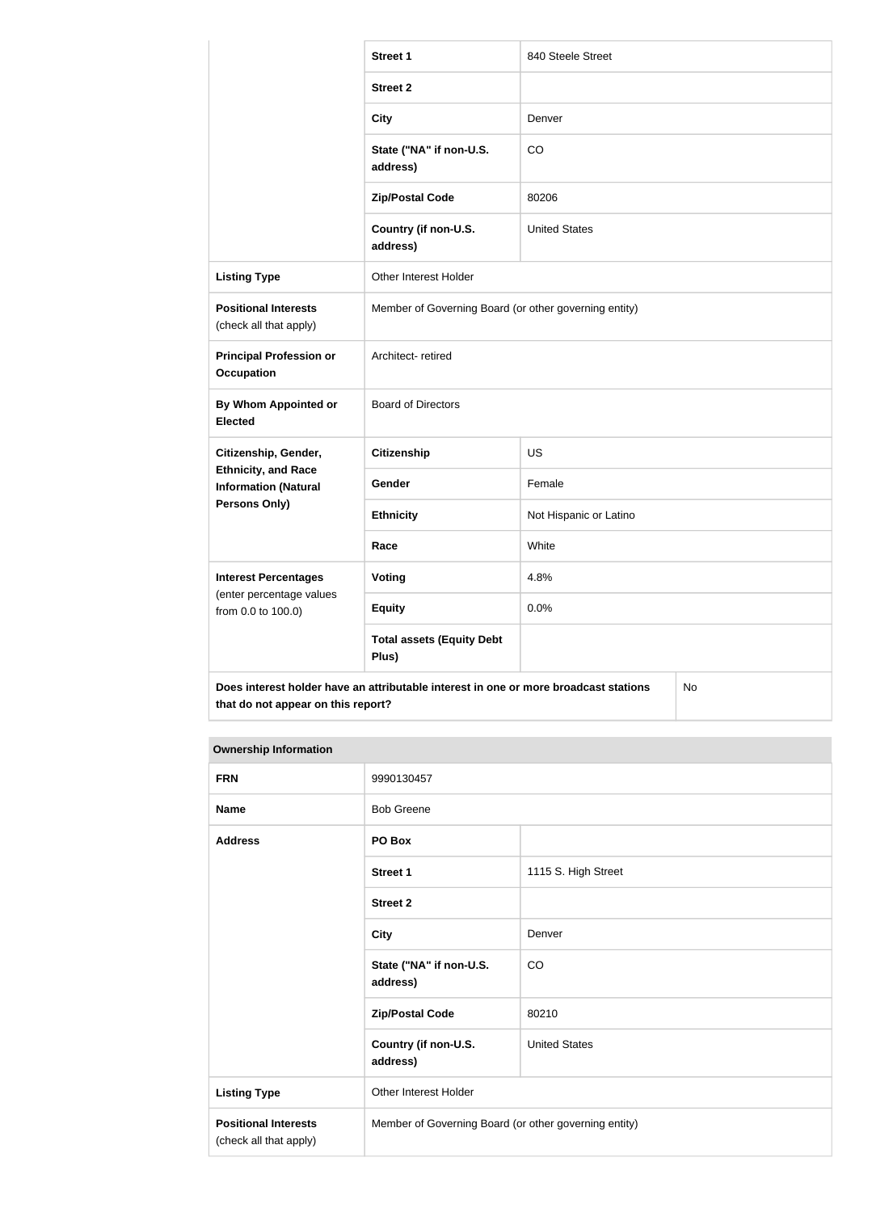| | | |
|---|---|---|
| | **Street 1** | 840 Steele Street |
| | **Street 2** | |
| | **City** | Denver |
| | **State ("NA" if non-U.S. address)** | CO |
| | **Zip/Postal Code** | 80206 |
| | **Country (if non-U.S. address)** | United States |
| **Listing Type** | Other Interest Holder | |
| **Positional Interests** (check all that apply) | Member of Governing Board (or other governing entity) | |
| **Principal Profession or Occupation** | Architect- retired | |
| **By Whom Appointed or Elected** | Board of Directors | |
| **Citizenship, Gender, Ethnicity, and Race Information (Natural Persons Only)** | **Citizenship** | US |
| | **Gender** | Female |
| | **Ethnicity** | Not Hispanic or Latino |
| | **Race** | White |
| **Interest Percentages** (enter percentage values from 0.0 to 100.0) | **Voting** | 4.8% |
| | **Equity** | 0.0% |
| | **Total assets (Equity Debt Plus)** | |
| **Does interest holder have an attributable interest in one or more broadcast stations that do not appear on this report?** | | No |

| **Ownership Information** | | |
|---|---|---|
| **FRN** | 9990130457 | |
| **Name** | Bob Greene | |
| **Address** | **PO Box** | |
| | **Street 1** | 1115 S. High Street |
| | **Street 2** | |
| | **City** | Denver |
| | **State ("NA" if non-U.S. address)** | CO |
| | **Zip/Postal Code** | 80210 |
| | **Country (if non-U.S. address)** | United States |
| **Listing Type** | Other Interest Holder | |
| **Positional Interests** (check all that apply) | Member of Governing Board (or other governing entity) | |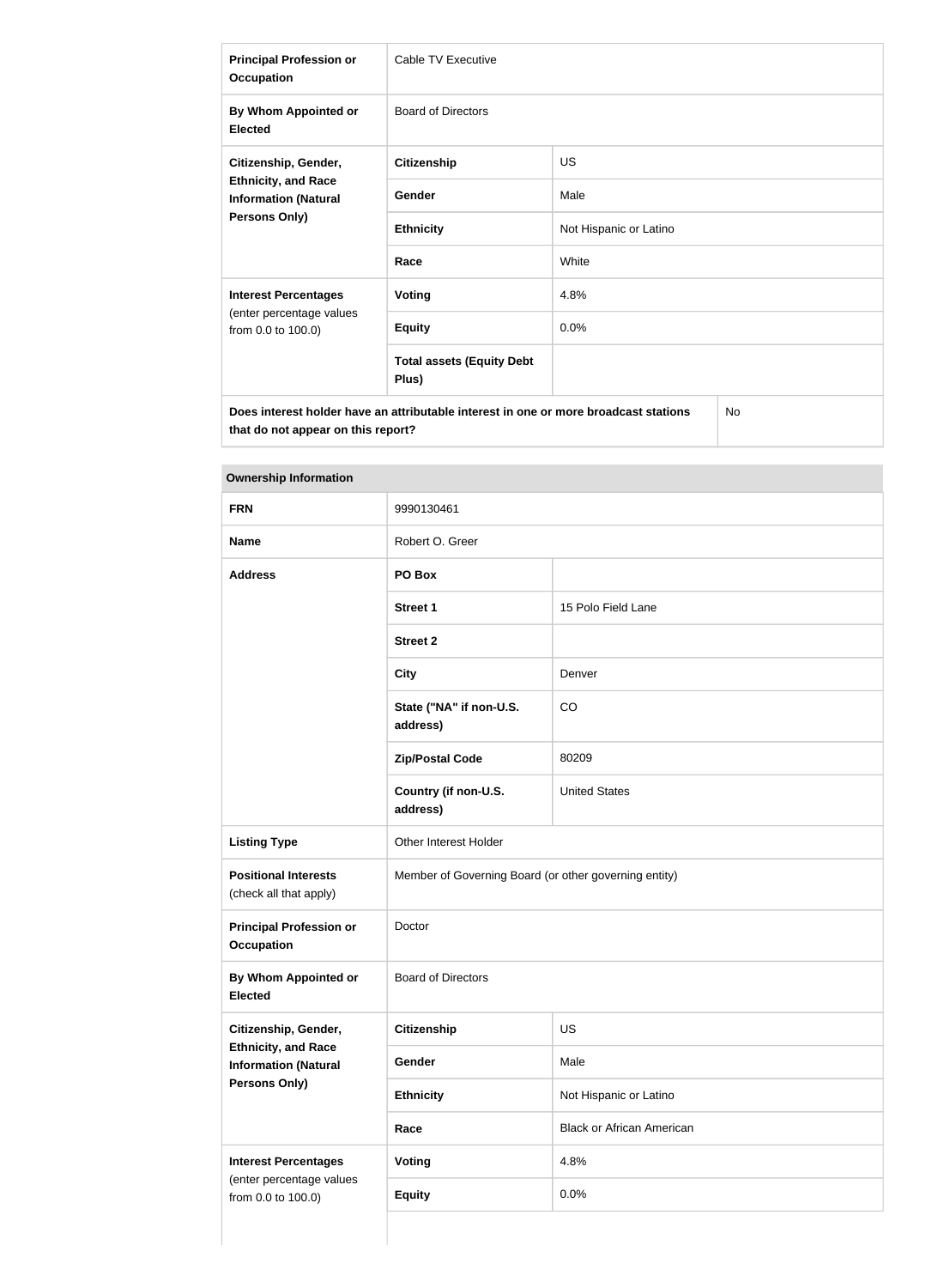| | | |
|---|---|---|
| **Principal Profession or Occupation** | Cable TV Executive | |
| **By Whom Appointed or Elected** | Board of Directors | |
| **Citizenship, Gender, Ethnicity, and Race Information (Natural Persons Only)** | **Citizenship** | US |
| | **Gender** | Male |
| | **Ethnicity** | Not Hispanic or Latino |
| | **Race** | White |
| **Interest Percentages** (enter percentage values from 0.0 to 100.0) | **Voting** | 4.8% |
| | **Equity** | 0.0% |
| | **Total assets (Equity Debt Plus)** | |
| **Does interest holder have an attributable interest in one or more broadcast stations that do not appear on this report?** | | No |

| **Ownership Information** | | |
|---|---|---|
| **FRN** | 9990130461 | |
| **Name** | Robert O. Greer | |
| **Address** | **PO Box** | |
| | **Street 1** | 15 Polo Field Lane |
| | **Street 2** | |
| | **City** | Denver |
| | **State ("NA" if non-U.S. address)** | CO |
| | **Zip/Postal Code** | 80209 |
| | **Country (if non-U.S. address)** | United States |
| **Listing Type** | Other Interest Holder | |
| **Positional Interests** (check all that apply) | Member of Governing Board (or other governing entity) | |
| **Principal Profession or Occupation** | Doctor | |
| **By Whom Appointed or Elected** | Board of Directors | |
| **Citizenship, Gender, Ethnicity, and Race Information (Natural Persons Only)** | **Citizenship** | US |
| | **Gender** | Male |
| | **Ethnicity** | Not Hispanic or Latino |
| | **Race** | Black or African American |
| **Interest Percentages** (enter percentage values from 0.0 to 100.0) | **Voting** | 4.8% |
| | **Equity** | 0.0% |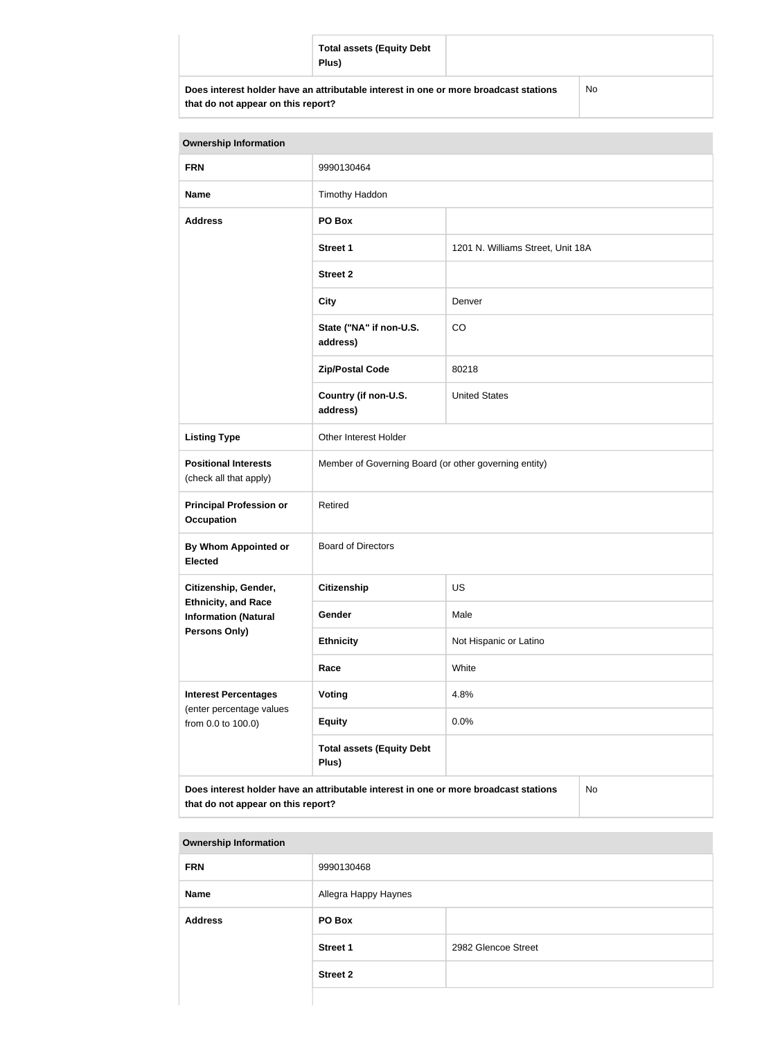| | Total assets (Equity Debt Plus) | |
|---|---|---|
| **Does interest holder have an attributable interest in one or more broadcast stations that do not appear on this report?** | | No |

| Ownership Information | | |
|---|---|---|
| **FRN** | 9990130464 | |
| **Name** | Timothy Haddon | |
| **Address** | **PO Box** | |
| | **Street 1** | 1201 N. Williams Street, Unit 18A |
| | **Street 2** | |
| | **City** | Denver |
| | **State ("NA" if non-U.S. address)** | CO |
| | **Zip/Postal Code** | 80218 |
| | **Country (if non-U.S. address)** | United States |
| **Listing Type** | Other Interest Holder | |
| **Positional Interests** (check all that apply) | Member of Governing Board (or other governing entity) | |
| **Principal Profession or Occupation** | Retired | |
| **By Whom Appointed or Elected** | Board of Directors | |
| **Citizenship, Gender, Ethnicity, and Race Information (Natural Persons Only)** | **Citizenship** | US |
| | **Gender** | Male |
| | **Ethnicity** | Not Hispanic or Latino |
| | **Race** | White |
| **Interest Percentages** (enter percentage values from 0.0 to 100.0) | **Voting** | 4.8% |
| | **Equity** | 0.0% |
| | **Total assets (Equity Debt Plus)** | |
| **Does interest holder have an attributable interest in one or more broadcast stations that do not appear on this report?** | | No |

| Ownership Information | | |
|---|---|---|
| **FRN** | 9990130468 | |
| **Name** | Allegra Happy Haynes | |
| **Address** | **PO Box** | |
| | **Street 1** | 2982 Glencoe Street |
| | **Street 2** | |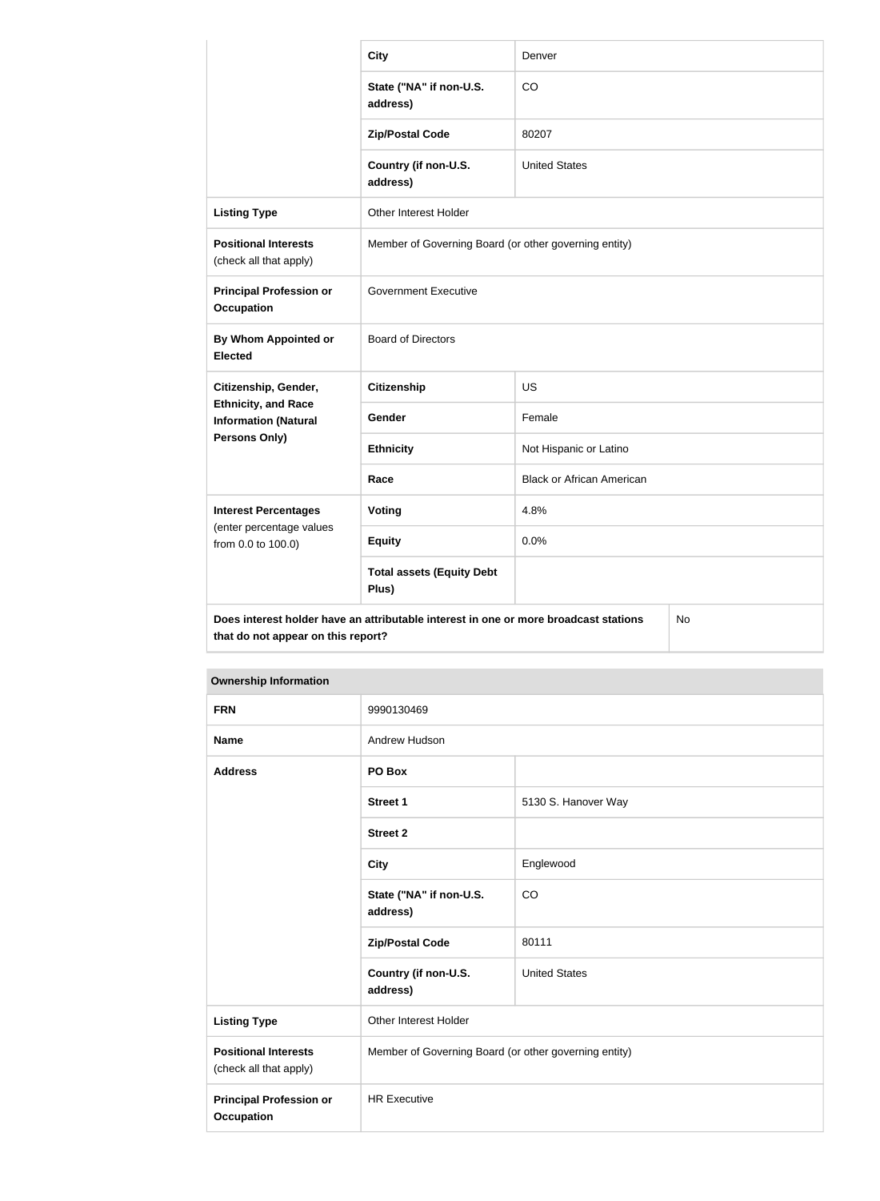| | | |
|---|---|---|
| | **City** | Denver |
| | **State ("NA" if non-U.S. address)** | CO |
| | **Zip/Postal Code** | 80207 |
| | **Country (if non-U.S. address)** | United States |
| **Listing Type** | Other Interest Holder | |
| **Positional Interests** (check all that apply) | Member of Governing Board (or other governing entity) | |
| **Principal Profession or Occupation** | Government Executive | |
| **By Whom Appointed or Elected** | Board of Directors | |
| **Citizenship, Gender, Ethnicity, and Race Information (Natural Persons Only)** | **Citizenship** | US |
| | **Gender** | Female |
| | **Ethnicity** | Not Hispanic or Latino |
| | **Race** | Black or African American |
| **Interest Percentages** (enter percentage values from 0.0 to 100.0) | **Voting** | 4.8% |
| | **Equity** | 0.0% |
| | **Total assets (Equity Debt Plus)** | |
| **Does interest holder have an attributable interest in one or more broadcast stations that do not appear on this report?** | | No |

| **Ownership Information** | | |
|---|---|---|
| **FRN** | 9990130469 | |
| **Name** | Andrew Hudson | |
| **Address** | **PO Box** | |
| | **Street 1** | 5130 S. Hanover Way |
| | **Street 2** | |
| | **City** | Englewood |
| | **State ("NA" if non-U.S. address)** | CO |
| | **Zip/Postal Code** | 80111 |
| | **Country (if non-U.S. address)** | United States |
| **Listing Type** | Other Interest Holder | |
| **Positional Interests** (check all that apply) | Member of Governing Board (or other governing entity) | |
| **Principal Profession or Occupation** | HR Executive | |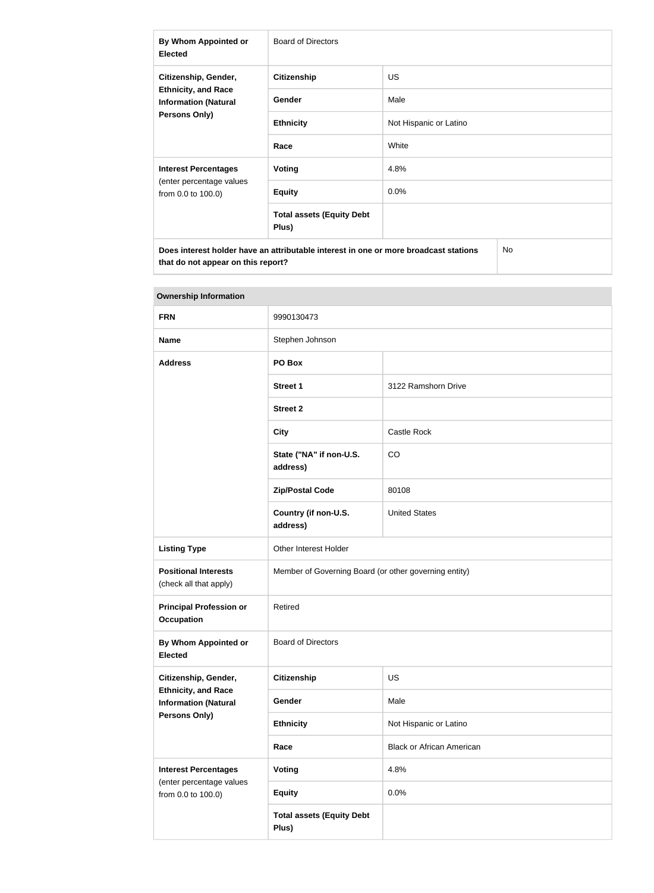| | | |
|---|---|---|
| **By Whom Appointed or Elected** | Board of Directors | |
| **Citizenship, Gender, Ethnicity, and Race Information (Natural Persons Only)** | **Citizenship** | US |
| | **Gender** | Male |
| | **Ethnicity** | Not Hispanic or Latino |
| | **Race** | White |
| **Interest Percentages** (enter percentage values from 0.0 to 100.0) | **Voting** | 4.8% |
| | **Equity** | 0.0% |
| | **Total assets (Equity Debt Plus)** | |
| **Does interest holder have an attributable interest in one or more broadcast stations that do not appear on this report?** | | No |

| **Ownership Information** | | |
|---|---|---|
| **FRN** | 9990130473 | |
| **Name** | Stephen Johnson | |
| **Address** | **PO Box** | |
| | **Street 1** | 3122 Ramshorn Drive |
| | **Street 2** | |
| | **City** | Castle Rock |
| | **State ("NA" if non-U.S. address)** | CO |
| | **Zip/Postal Code** | 80108 |
| | **Country (if non-U.S. address)** | United States |
| **Listing Type** | Other Interest Holder | |
| **Positional Interests** (check all that apply) | Member of Governing Board (or other governing entity) | |
| **Principal Profession or Occupation** | Retired | |
| **By Whom Appointed or Elected** | Board of Directors | |
| **Citizenship, Gender, Ethnicity, and Race Information (Natural Persons Only)** | **Citizenship** | US |
| | **Gender** | Male |
| | **Ethnicity** | Not Hispanic or Latino |
| | **Race** | Black or African American |
| **Interest Percentages** (enter percentage values from 0.0 to 100.0) | **Voting** | 4.8% |
| | **Equity** | 0.0% |
| | **Total assets (Equity Debt Plus)** | |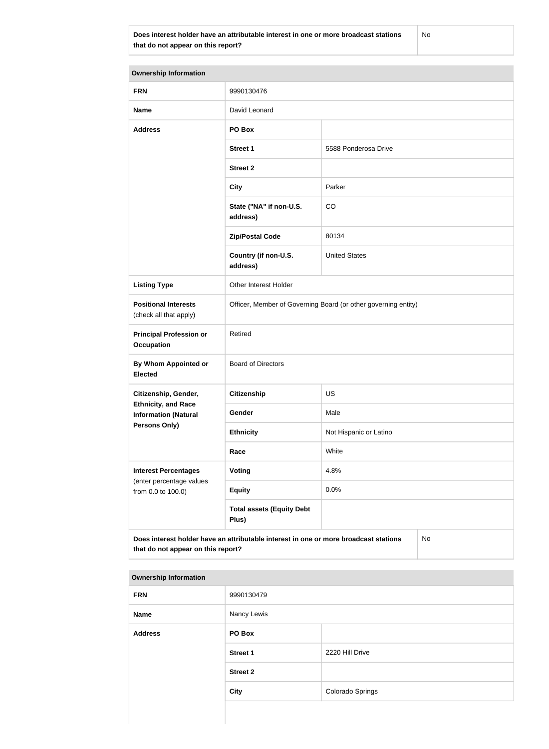| Does interest holder have an attributable interest in one or more broadcast stations that do not appear on this report? | No |
| --- | --- |

| Ownership Information | | |
| --- | --- | --- |
| **FRN** | 9990130476 | |
| **Name** | David Leonard | |
| **Address** | **PO Box** | |
| | **Street 1** | 5588 Ponderosa Drive |
| | **Street 2** | |
| | **City** | Parker |
| | **State ("NA" if non-U.S. address)** | CO |
| | **Zip/Postal Code** | 80134 |
| | **Country (if non-U.S. address)** | United States |
| **Listing Type** | Other Interest Holder | |
| **Positional Interests** (check all that apply) | Officer, Member of Governing Board (or other governing entity) | |
| **Principal Profession or Occupation** | Retired | |
| **By Whom Appointed or Elected** | Board of Directors | |
| **Citizenship, Gender, Ethnicity, and Race Information (Natural Persons Only)** | **Citizenship** | US |
| | **Gender** | Male |
| | **Ethnicity** | Not Hispanic or Latino |
| | **Race** | White |
| **Interest Percentages** (enter percentage values from 0.0 to 100.0) | **Voting** | 4.8% |
| | **Equity** | 0.0% |
| | **Total assets (Equity Debt Plus)** | |
| **Does interest holder have an attributable interest in one or more broadcast stations that do not appear on this report?** | | No |

| Ownership Information | | |
| --- | --- | --- |
| **FRN** | 9990130479 | |
| **Name** | Nancy Lewis | |
| **Address** | **PO Box** | |
| | **Street 1** | 2220 Hill Drive |
| | **Street 2** | |
| | **City** | Colorado Springs |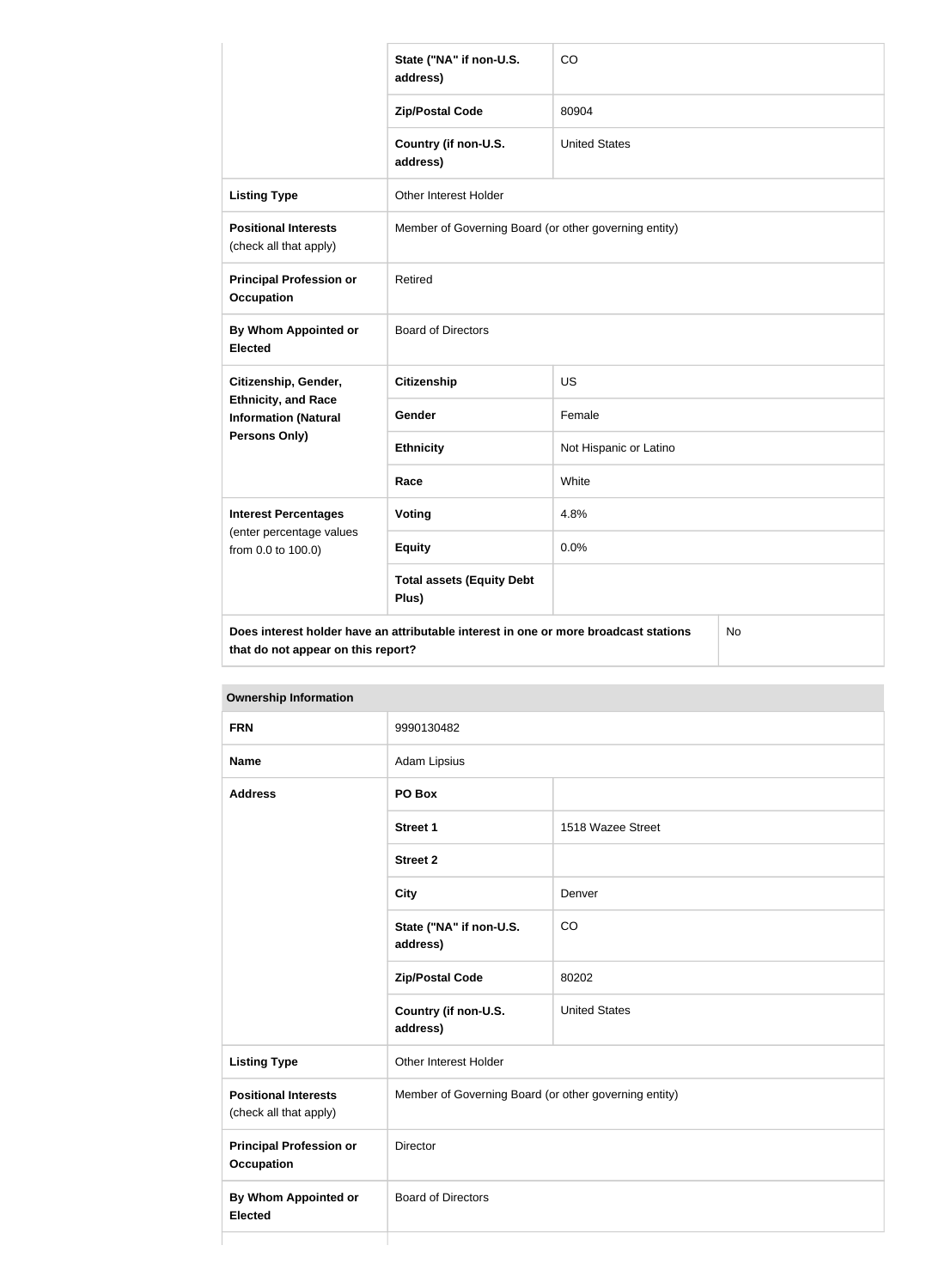| | | |
|---|---|---|
| | **State ("NA" if non-U.S. address)** | CO |
| | **Zip/Postal Code** | 80904 |
| | **Country (if non-U.S. address)** | United States |
| **Listing Type** | Other Interest Holder | |
| **Positional Interests** (check all that apply) | Member of Governing Board (or other governing entity) | |
| **Principal Profession or Occupation** | Retired | |
| **By Whom Appointed or Elected** | Board of Directors | |
| **Citizenship, Gender, Ethnicity, and Race Information (Natural Persons Only)** | **Citizenship** | US |
| | **Gender** | Female |
| | **Ethnicity** | Not Hispanic or Latino |
| | **Race** | White |
| **Interest Percentages** (enter percentage values from 0.0 to 100.0) | **Voting** | 4.8% |
| | **Equity** | 0.0% |
| | **Total assets (Equity Debt Plus)** | |
| **Does interest holder have an attributable interest in one or more broadcast stations that do not appear on this report?** | | No |

| **Ownership Information** | | |
|---|---|---|
| **FRN** | 9990130482 | |
| **Name** | Adam Lipsius | |
| **Address** | **PO Box** | |
| | **Street 1** | 1518 Wazee Street |
| | **Street 2** | |
| | **City** | Denver |
| | **State ("NA" if non-U.S. address)** | CO |
| | **Zip/Postal Code** | 80202 |
| | **Country (if non-U.S. address)** | United States |
| **Listing Type** | Other Interest Holder | |
| **Positional Interests** (check all that apply) | Member of Governing Board (or other governing entity) | |
| **Principal Profession or Occupation** | Director | |
| **By Whom Appointed or Elected** | Board of Directors | |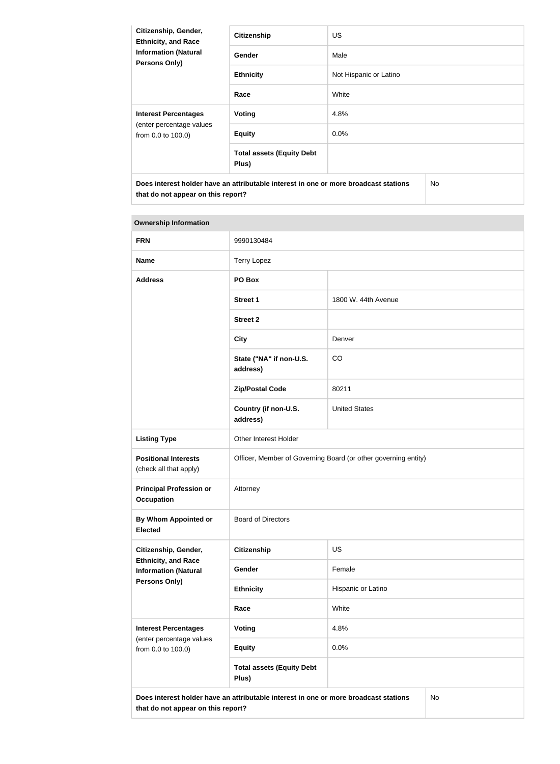| Citizenship, Gender, Ethnicity, and Race Information (Natural Persons Only) | Citizenship | US |
|---|---|---|
| | Gender | Male |
| | Ethnicity | Not Hispanic or Latino |
| | Race | White |
| Interest Percentages (enter percentage values from 0.0 to 100.0) | Voting | 4.8% |
| | Equity | 0.0% |
| | Total assets (Equity Debt Plus) | |
| Does interest holder have an attributable interest in one or more broadcast stations that do not appear on this report? | | No |

| Ownership Information | | |
|---|---|---|
| FRN | 9990130484 | |
| Name | Terry Lopez | |
| Address | PO Box | |
| | Street 1 | 1800 W. 44th Avenue |
| | Street 2 | |
| | City | Denver |
| | State ("NA" if non-U.S. address) | CO |
| | Zip/Postal Code | 80211 |
| | Country (if non-U.S. address) | United States |
| Listing Type | Other Interest Holder | |
| Positional Interests (check all that apply) | Officer, Member of Governing Board (or other governing entity) | |
| Principal Profession or Occupation | Attorney | |
| By Whom Appointed or Elected | Board of Directors | |
| Citizenship, Gender, Ethnicity, and Race Information (Natural Persons Only) | Citizenship | US |
| | Gender | Female |
| | Ethnicity | Hispanic or Latino |
| | Race | White |
| Interest Percentages (enter percentage values from 0.0 to 100.0) | Voting | 4.8% |
| | Equity | 0.0% |
| | Total assets (Equity Debt Plus) | |
| Does interest holder have an attributable interest in one or more broadcast stations that do not appear on this report? | | No |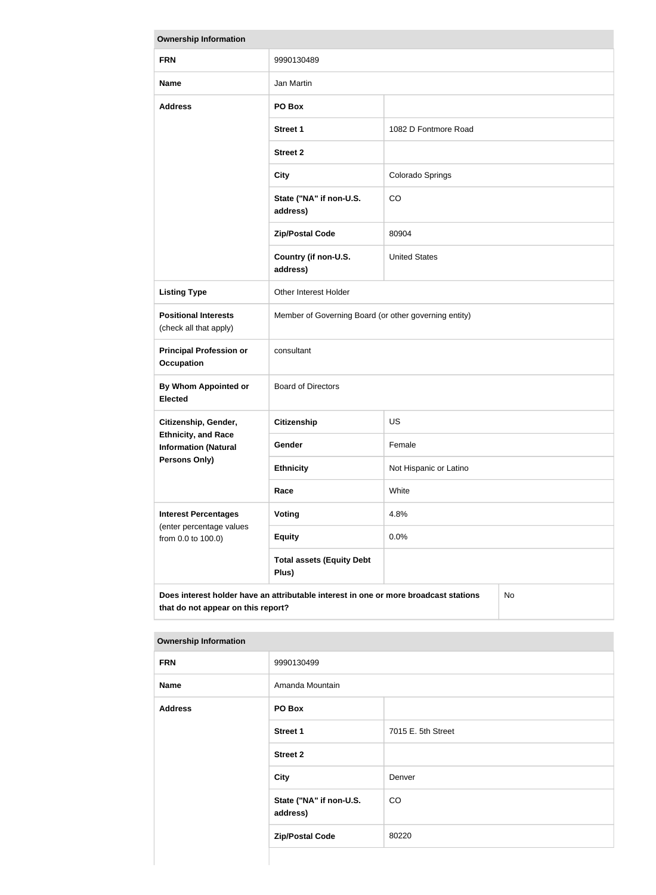| Ownership Information | | |
|---|---|---|
| **FRN** | 9990130489 | |
| **Name** | Jan Martin | |
| **Address** | **PO Box** | |
| | **Street 1** | 1082 D Fontmore Road |
| | **Street 2** | |
| | **City** | Colorado Springs |
| | **State ("NA" if non-U.S. address)** | CO |
| | **Zip/Postal Code** | 80904 |
| | **Country (if non-U.S. address)** | United States |
| **Listing Type** | Other Interest Holder | |
| **Positional Interests** (check all that apply) | Member of Governing Board (or other governing entity) | |
| **Principal Profession or Occupation** | consultant | |
| **By Whom Appointed or Elected** | Board of Directors | |
| **Citizenship, Gender, Ethnicity, and Race Information (Natural Persons Only)** | **Citizenship** | US |
| | **Gender** | Female |
| | **Ethnicity** | Not Hispanic or Latino |
| | **Race** | White |
| **Interest Percentages** (enter percentage values from 0.0 to 100.0) | **Voting** | 4.8% |
| | **Equity** | 0.0% |
| | **Total assets (Equity Debt Plus)** | |
| **Does interest holder have an attributable interest in one or more broadcast stations that do not appear on this report?** | | No |

| Ownership Information | | |
|---|---|---|
| **FRN** | 9990130499 | |
| **Name** | Amanda Mountain | |
| **Address** | **PO Box** | |
| | **Street 1** | 7015 E. 5th Street |
| | **Street 2** | |
| | **City** | Denver |
| | **State ("NA" if non-U.S. address)** | CO |
| | **Zip/Postal Code** | 80220 |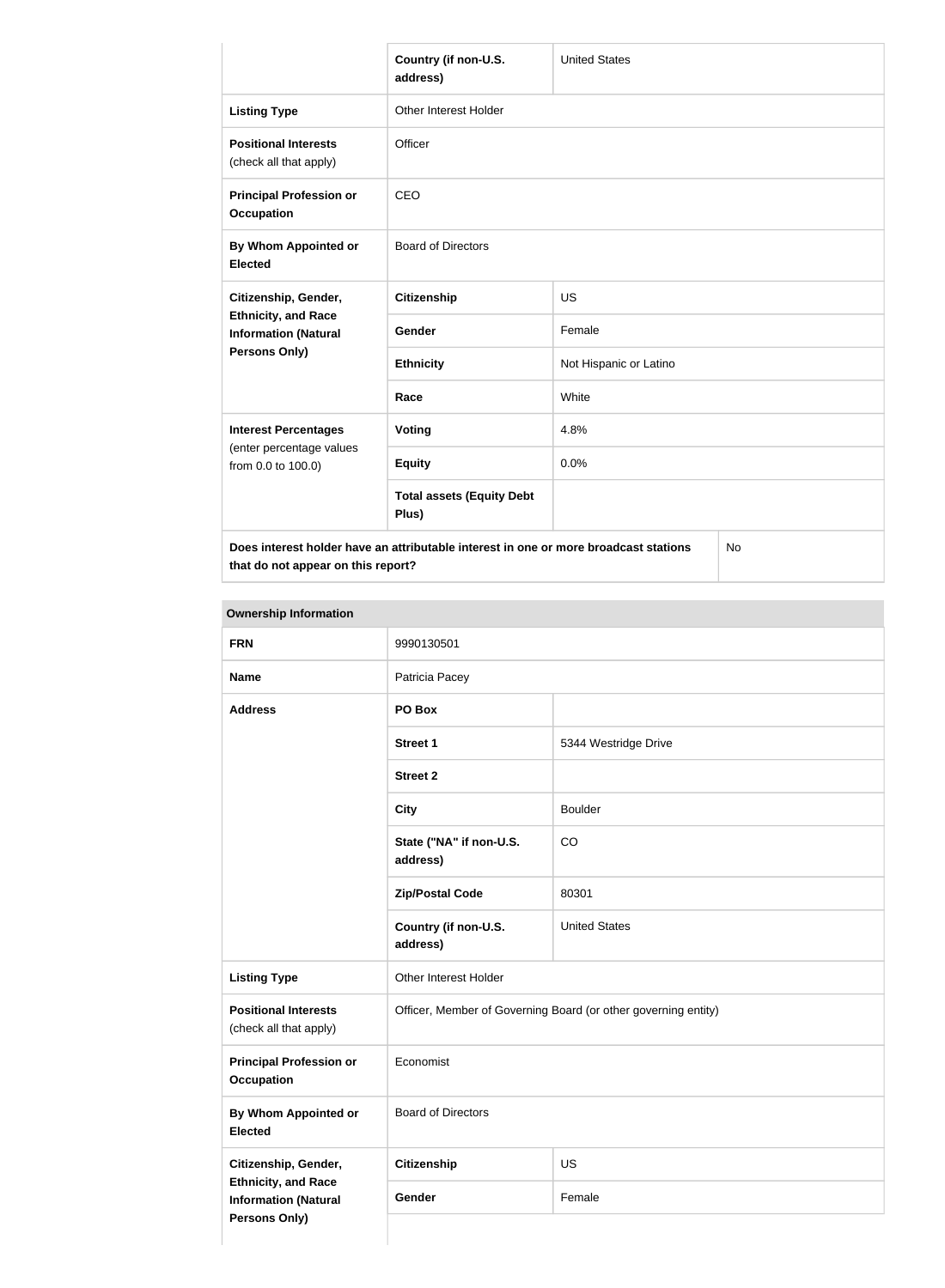| | | |
|---|---|---|
| | Country (if non-U.S. address) | United States |
| **Listing Type** | Other Interest Holder | |
| **Positional Interests** (check all that apply) | Officer | |
| **Principal Profession or Occupation** | CEO | |
| **By Whom Appointed or Elected** | Board of Directors | |
| **Citizenship, Gender, Ethnicity, and Race Information (Natural Persons Only)** | **Citizenship** | US |
| | **Gender** | Female |
| | **Ethnicity** | Not Hispanic or Latino |
| | **Race** | White |
| **Interest Percentages** (enter percentage values from 0.0 to 100.0) | **Voting** | 4.8% |
| | **Equity** | 0.0% |
| | **Total assets (Equity Debt Plus)** | |
| **Does interest holder have an attributable interest in one or more broadcast stations that do not appear on this report?** | | No |

**Ownership Information**

| | | |
|---|---|---|
| **FRN** | 9990130501 | |
| **Name** | Patricia Pacey | |
| **Address** | **PO Box** | |
| | **Street 1** | 5344 Westridge Drive |
| | **Street 2** | |
| | **City** | Boulder |
| | **State ("NA" if non-U.S. address)** | CO |
| | **Zip/Postal Code** | 80301 |
| | **Country (if non-U.S. address)** | United States |
| **Listing Type** | Other Interest Holder | |
| **Positional Interests** (check all that apply) | Officer, Member of Governing Board (or other governing entity) | |
| **Principal Profession or Occupation** | Economist | |
| **By Whom Appointed or Elected** | Board of Directors | |
| **Citizenship, Gender, Ethnicity, and Race Information (Natural Persons Only)** | **Citizenship** | US |
| | **Gender** | Female |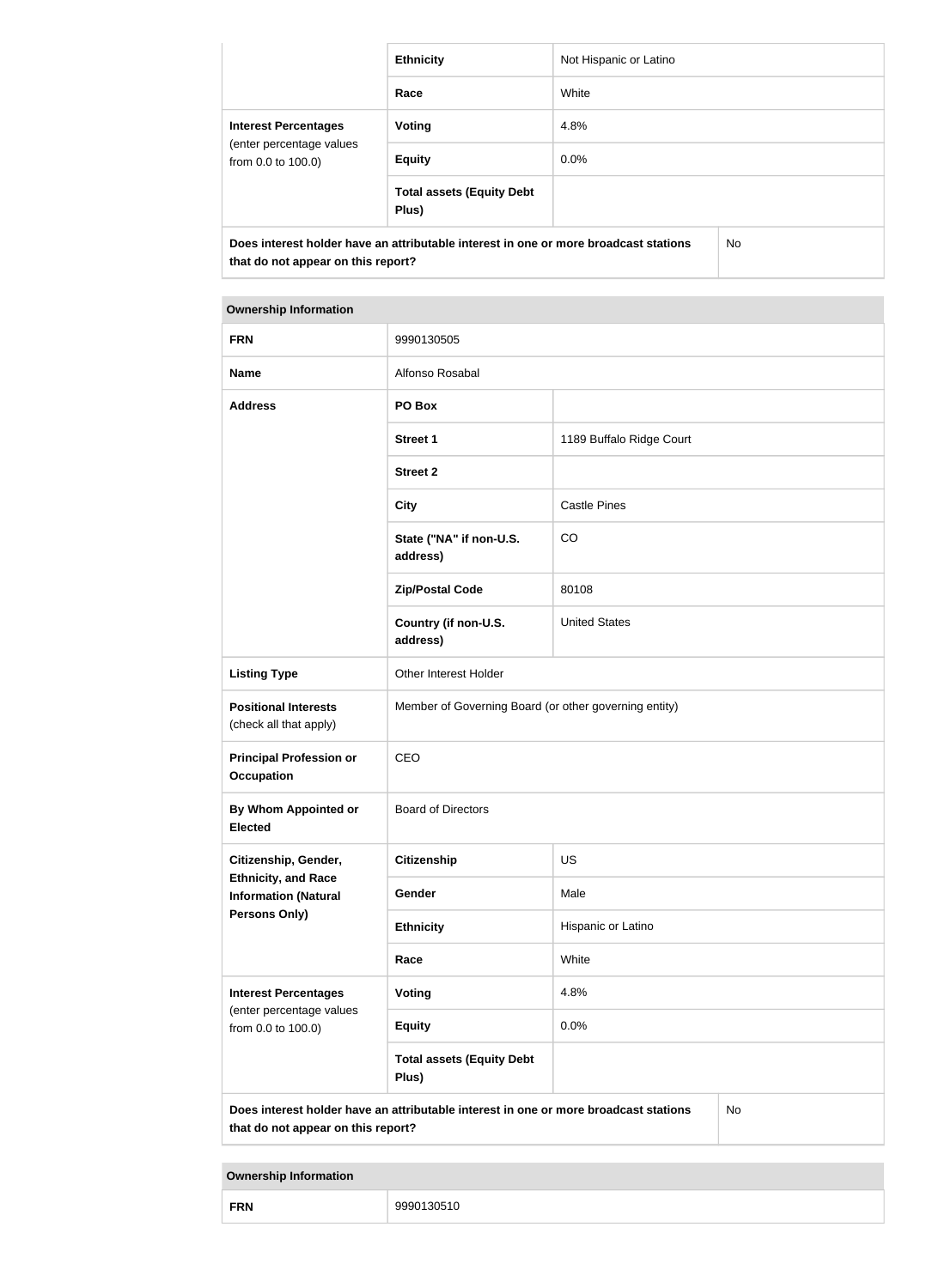| | | |
|---|---|---|
| | **Ethnicity** | Not Hispanic or Latino |
| | **Race** | White |
| **Interest Percentages** (enter percentage values from 0.0 to 100.0) | **Voting** | 4.8% |
| | **Equity** | 0.0% |
| | **Total assets (Equity Debt Plus)** | |
| **Does interest holder have an attributable interest in one or more broadcast stations that do not appear on this report?** | | No |

| **Ownership Information** | | |
|---|---|---|
| **FRN** | 9990130505 | |
| **Name** | Alfonso Rosabal | |
| **Address** | **PO Box** | |
| | **Street 1** | 1189 Buffalo Ridge Court |
| | **Street 2** | |
| | **City** | Castle Pines |
| | **State ("NA" if non-U.S. address)** | CO |
| | **Zip/Postal Code** | 80108 |
| | **Country (if non-U.S. address)** | United States |
| **Listing Type** | Other Interest Holder | |
| **Positional Interests** (check all that apply) | Member of Governing Board (or other governing entity) | |
| **Principal Profession or Occupation** | CEO | |
| **By Whom Appointed or Elected** | Board of Directors | |
| **Citizenship, Gender, Ethnicity, and Race Information (Natural Persons Only)** | **Citizenship** | US |
| | **Gender** | Male |
| | **Ethnicity** | Hispanic or Latino |
| | **Race** | White |
| **Interest Percentages** (enter percentage values from 0.0 to 100.0) | **Voting** | 4.8% |
| | **Equity** | 0.0% |
| | **Total assets (Equity Debt Plus)** | |
| **Does interest holder have an attributable interest in one or more broadcast stations that do not appear on this report?** | | No |

| **Ownership Information** | |
|---|---|
| **FRN** | 9990130510 |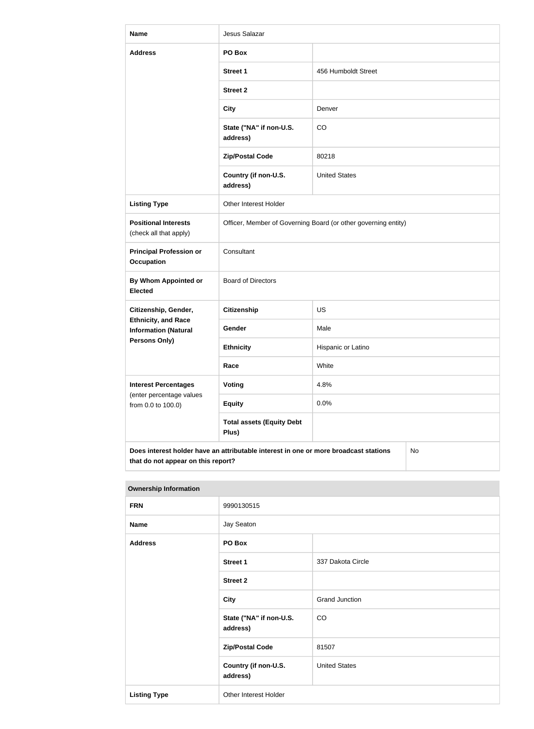| Name | Jesus Salazar | |
|---|---|---|
| Address | PO Box | |
| | Street 1 | 456 Humboldt Street |
| | Street 2 | |
| | City | Denver |
| | State ("NA" if non-U.S. address) | CO |
| | Zip/Postal Code | 80218 |
| | Country (if non-U.S. address) | United States |
| Listing Type | Other Interest Holder | |
| Positional Interests (check all that apply) | Officer, Member of Governing Board (or other governing entity) | |
| Principal Profession or Occupation | Consultant | |
| By Whom Appointed or Elected | Board of Directors | |
| Citizenship, Gender, Ethnicity, and Race Information (Natural Persons Only) | Citizenship | US |
| | Gender | Male |
| | Ethnicity | Hispanic or Latino |
| | Race | White |
| Interest Percentages (enter percentage values from 0.0 to 100.0) | Voting | 4.8% |
| | Equity | 0.0% |
| | Total assets (Equity Debt Plus) | |
| Does interest holder have an attributable interest in one or more broadcast stations that do not appear on this report? | | No |

| Ownership Information | | |
|---|---|---|
| FRN | 9990130515 | |
| Name | Jay Seaton | |
| Address | PO Box | |
| | Street 1 | 337 Dakota Circle |
| | Street 2 | |
| | City | Grand Junction |
| | State ("NA" if non-U.S. address) | CO |
| | Zip/Postal Code | 81507 |
| | Country (if non-U.S. address) | United States |
| Listing Type | Other Interest Holder | |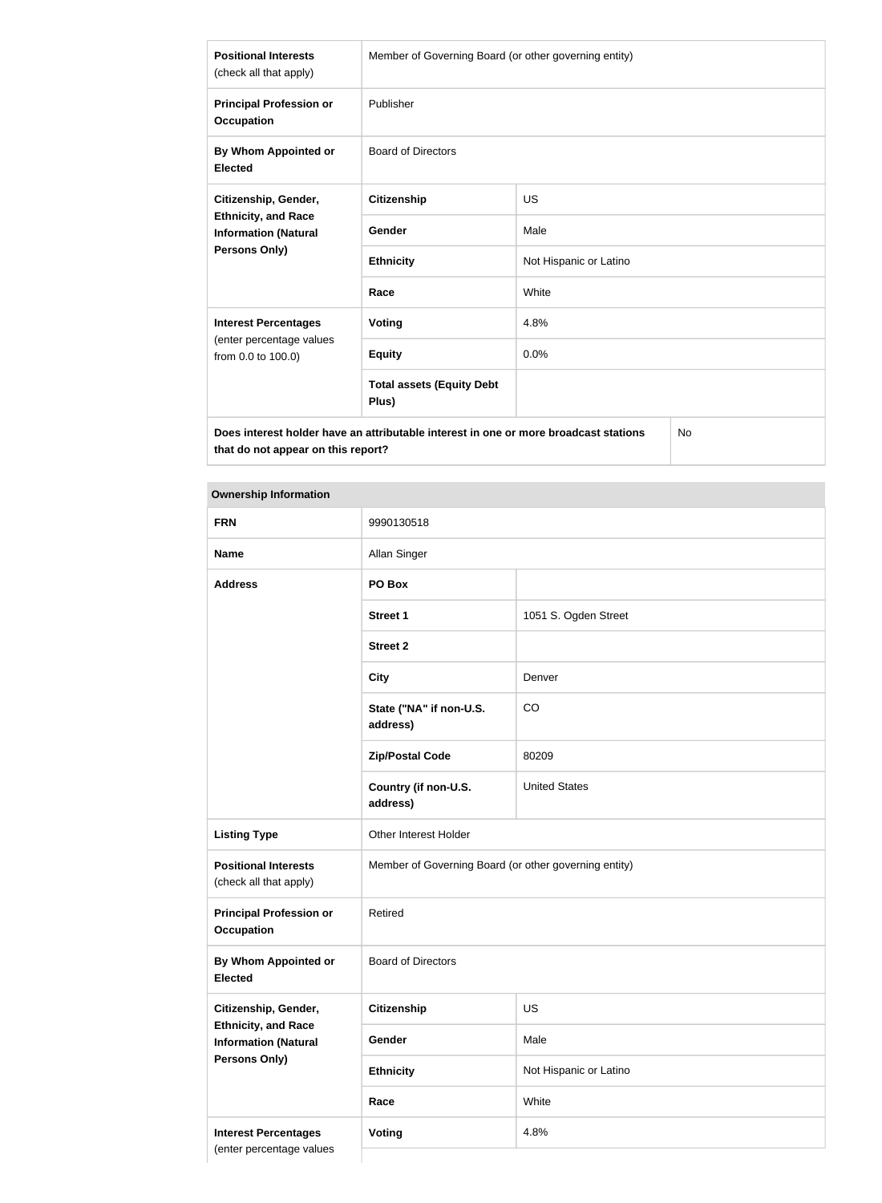| | | |
|---|---|---|
| **Positional Interests** (check all that apply) | Member of Governing Board (or other governing entity) | |
| **Principal Profession or Occupation** | Publisher | |
| **By Whom Appointed or Elected** | Board of Directors | |
| **Citizenship, Gender, Ethnicity, and Race Information (Natural Persons Only)** | **Citizenship** | US |
| | **Gender** | Male |
| | **Ethnicity** | Not Hispanic or Latino |
| | **Race** | White |
| **Interest Percentages** (enter percentage values from 0.0 to 100.0) | **Voting** | 4.8% |
| | **Equity** | 0.0% |
| | **Total assets (Equity Debt Plus)** | |
| **Does interest holder have an attributable interest in one or more broadcast stations that do not appear on this report?** | | No |

| **Ownership Information** | | |
|---|---|---|
| **FRN** | 9990130518 | |
| **Name** | Allan Singer | |
| **Address** | **PO Box** | |
| | **Street 1** | 1051 S. Ogden Street |
| | **Street 2** | |
| | **City** | Denver |
| | **State ("NA" if non-U.S. address)** | CO |
| | **Zip/Postal Code** | 80209 |
| | **Country (if non-U.S. address)** | United States |
| **Listing Type** | Other Interest Holder | |
| **Positional Interests** (check all that apply) | Member of Governing Board (or other governing entity) | |
| **Principal Profession or Occupation** | Retired | |
| **By Whom Appointed or Elected** | Board of Directors | |
| **Citizenship, Gender, Ethnicity, and Race Information (Natural Persons Only)** | **Citizenship** | US |
| | **Gender** | Male |
| | **Ethnicity** | Not Hispanic or Latino |
| | **Race** | White |
| **Interest Percentages** (enter percentage values | **Voting** | 4.8% |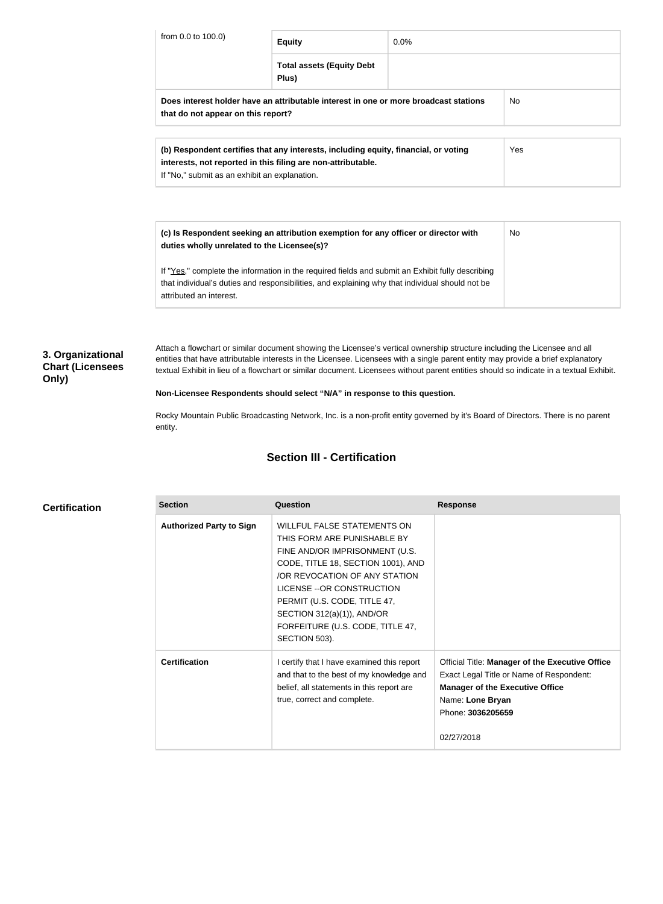| | | |
|---|---|---|
| from 0.0 to 100.0) | **Equity** | 0.0% |
| | **Total assets (Equity Debt Plus)** | |
| **Does interest holder have an attributable interest in one or more broadcast stations that do not appear on this report?** | | No |

| | |
|---|---|
| **(b) Respondent certifies that any interests, including equity, financial, or voting interests, not reported in this filing are non-attributable.** If "No," submit as an exhibit an explanation. | Yes |

| | |
|---|---|
| **(c) Is Respondent seeking an attribution exemption for any officer or director with duties wholly unrelated to the Licensee(s)?** If "Yes," complete the information in the required fields and submit an Exhibit fully describing that individual's duties and responsibilities, and explaining why that individual should not be attributed an interest. | No |

### 3. Organizational Chart (Licensees Only)

Attach a flowchart or similar document showing the Licensee's vertical ownership structure including the Licensee and all entities that have attributable interests in the Licensee. Licensees with a single parent entity may provide a brief explanatory textual Exhibit in lieu of a flowchart or similar document. Licensees without parent entities should so indicate in a textual Exhibit.

**Non-Licensee Respondents should select "N/A" in response to this question.**

Rocky Mountain Public Broadcasting Network, Inc. is a non-profit entity governed by it's Board of Directors. There is no parent entity.

## Section III - Certification

### Certification

| Section | Question | Response |
|---|---|---|
| **Authorized Party to Sign** | WILLFUL FALSE STATEMENTS ON THIS FORM ARE PUNISHABLE BY FINE AND/OR IMPRISONMENT (U.S. CODE, TITLE 18, SECTION 1001), AND /OR REVOCATION OF ANY STATION LICENSE --OR CONSTRUCTION PERMIT (U.S. CODE, TITLE 47, SECTION 312(a)(1)), AND/OR FORFEITURE (U.S. CODE, TITLE 47, SECTION 503). | |
| **Certification** | I certify that I have examined this report and that to the best of my knowledge and belief, all statements in this report are true, correct and complete. | Official Title: **Manager of the Executive Office** Exact Legal Title or Name of Respondent: **Manager of the Executive Office** Name: **Lone Bryan** Phone: **3036205659** 02/27/2018 |